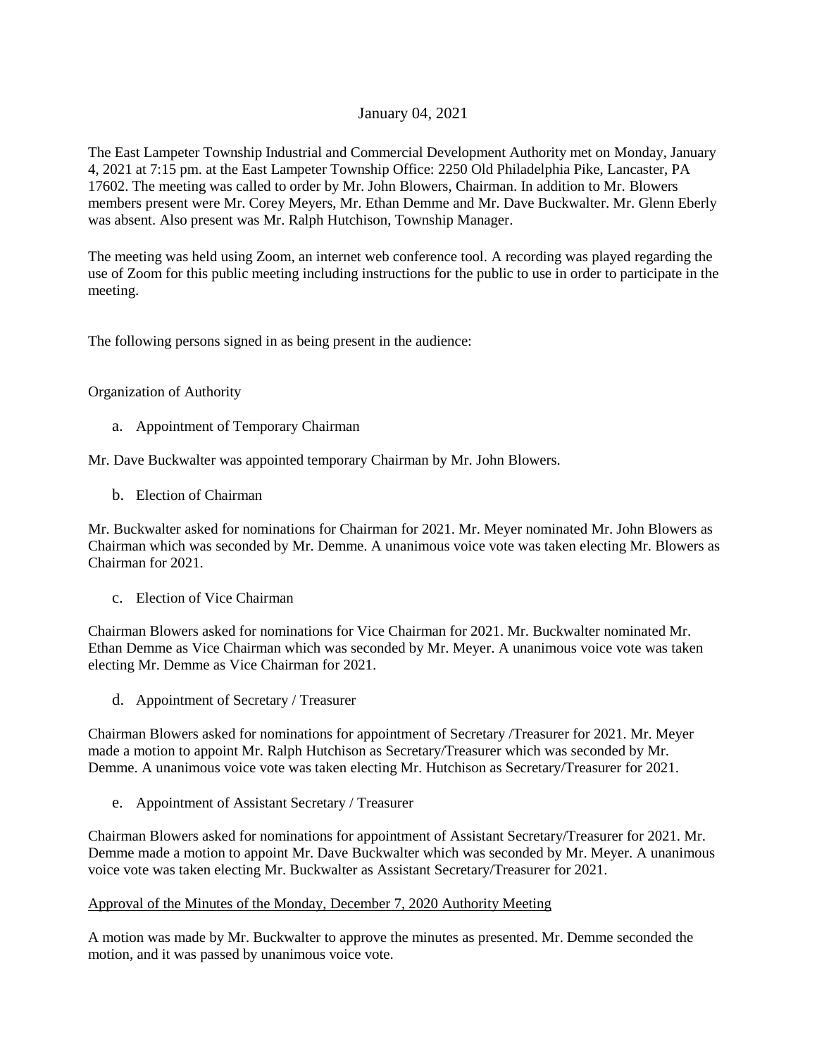January 04, 2021

The East Lampeter Township Industrial and Commercial Development Authority met on Monday, January 4, 2021 at 7:15 pm. at the East Lampeter Township Office: 2250 Old Philadelphia Pike, Lancaster, PA 17602. The meeting was called to order by Mr. John Blowers, Chairman. In addition to Mr. Blowers members present were Mr. Corey Meyers, Mr. Ethan Demme and Mr. Dave Buckwalter. Mr. Glenn Eberly was absent. Also present was Mr. Ralph Hutchison, Township Manager.

The meeting was held using Zoom, an internet web conference tool. A recording was played regarding the use of Zoom for this public meeting including instructions for the public to use in order to participate in the meeting.

The following persons signed in as being present in the audience:

Organization of Authority

a. Appointment of Temporary Chairman

Mr. Dave Buckwalter was appointed temporary Chairman by Mr. John Blowers.

b. Election of Chairman

Mr. Buckwalter asked for nominations for Chairman for 2021. Mr. Meyer nominated Mr. John Blowers as Chairman which was seconded by Mr. Demme. A unanimous voice vote was taken electing Mr. Blowers as Chairman for 2021.

c. Election of Vice Chairman

Chairman Blowers asked for nominations for Vice Chairman for 2021. Mr. Buckwalter nominated Mr. Ethan Demme as Vice Chairman which was seconded by Mr. Meyer. A unanimous voice vote was taken electing Mr. Demme as Vice Chairman for 2021.

d. Appointment of Secretary / Treasurer

Chairman Blowers asked for nominations for appointment of Secretary /Treasurer for 2021. Mr. Meyer made a motion to appoint Mr. Ralph Hutchison as Secretary/Treasurer which was seconded by Mr. Demme. A unanimous voice vote was taken electing Mr. Hutchison as Secretary/Treasurer for 2021.

e. Appointment of Assistant Secretary / Treasurer

Chairman Blowers asked for nominations for appointment of Assistant Secretary/Treasurer for 2021. Mr. Demme made a motion to appoint Mr. Dave Buckwalter which was seconded by Mr. Meyer. A unanimous voice vote was taken electing Mr. Buckwalter as Assistant Secretary/Treasurer for 2021.

<u>Approval of the Minutes of the Monday, December 7, 2020 Authority Meeting</u>

A motion was made by Mr. Buckwalter to approve the minutes as presented. Mr. Demme seconded the motion, and it was passed by unanimous voice vote.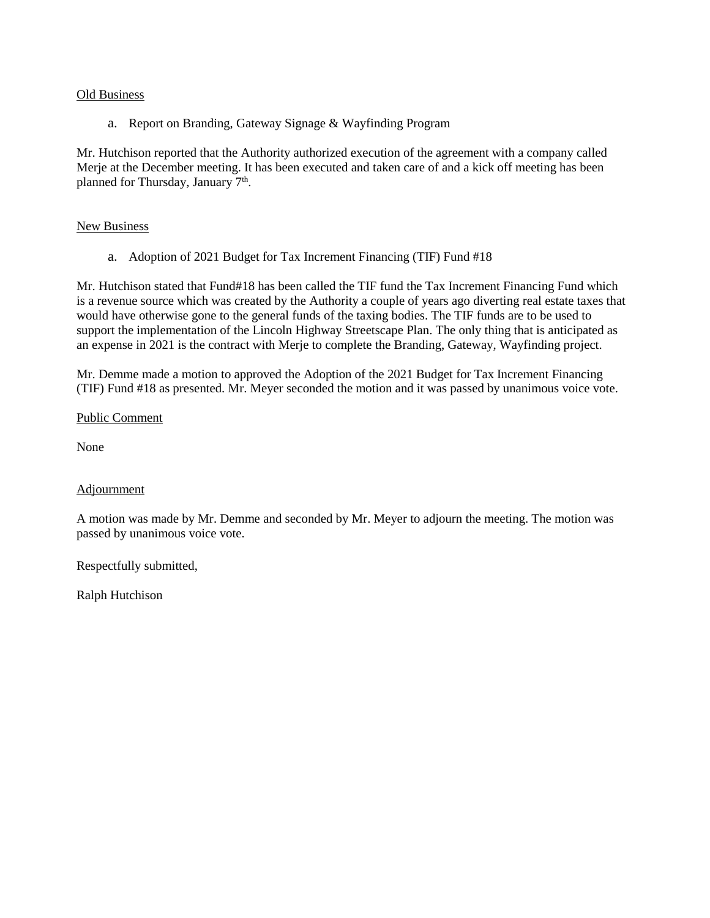Old Business

a. Report on Branding, Gateway Signage & Wayfinding Program

Mr. Hutchison reported that the Authority authorized execution of the agreement with a company called Merje at the December meeting. It has been executed and taken care of and a kick off meeting has been planned for Thursday, January 7th.

New Business

a. Adoption of 2021 Budget for Tax Increment Financing (TIF) Fund #18

Mr. Hutchison stated that Fund#18 has been called the TIF fund the Tax Increment Financing Fund which is a revenue source which was created by the Authority a couple of years ago diverting real estate taxes that would have otherwise gone to the general funds of the taxing bodies. The TIF funds are to be used to support the implementation of the Lincoln Highway Streetscape Plan. The only thing that is anticipated as an expense in 2021 is the contract with Merje to complete the Branding, Gateway, Wayfinding project.

Mr. Demme made a motion to approved the Adoption of the 2021 Budget for Tax Increment Financing (TIF) Fund #18 as presented. Mr. Meyer seconded the motion and it was passed by unanimous voice vote.

Public Comment

None

Adjournment

A motion was made by Mr. Demme and seconded by Mr. Meyer to adjourn the meeting. The motion was passed by unanimous voice vote.

Respectfully submitted,

Ralph Hutchison